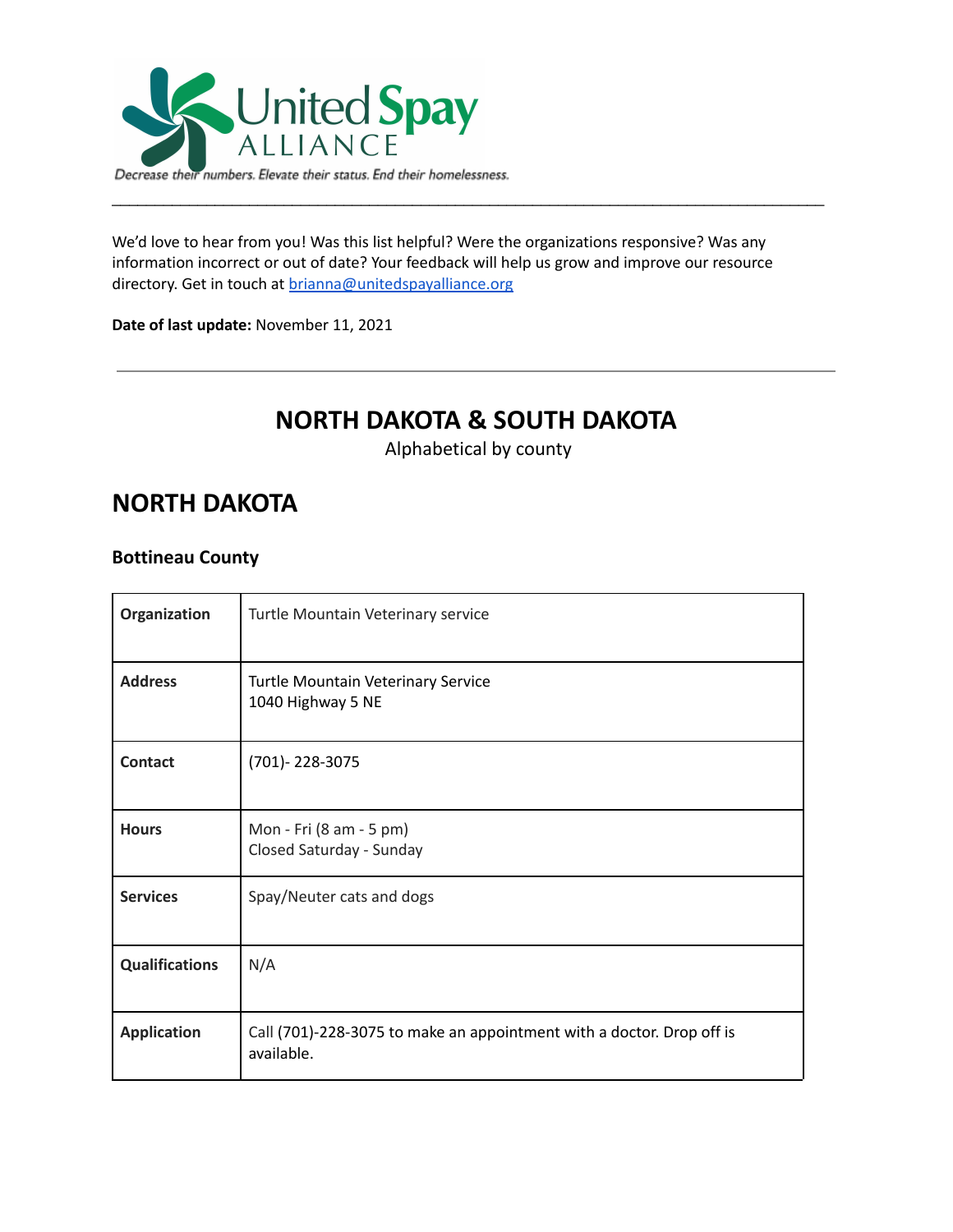United Spay ALLIANCE

*Decrease their numbers. Elevate their status. End their homelessness.*

---

We'd love to hear from you! Was this list helpful? Were the organizations responsive? Was any information incorrect or out of date? Your feedback will help us grow and improve our resource directory. Get in touch at [brianna@unitedspayalliance.org](mailto:brianna@unitedspayalliance.org)

**Date of last update:** November 11, 2021

---

# NORTH DAKOTA & SOUTH DAKOTA

Alphabetical by county

## NORTH DAKOTA

### Bottineau County

| | |
|---|---|
| **Organization** | Turtle Mountain Veterinary service |
| **Address** | Turtle Mountain Veterinary Service<br>1040 Highway 5 NE |
| **Contact** | (701)- 228-3075 |
| **Hours** | Mon - Fri (8 am - 5 pm)<br>Closed Saturday - Sunday |
| **Services** | Spay/Neuter cats and dogs |
| **Qualifications** | N/A |
| **Application** | Call (701)-228-3075 to make an appointment with a doctor. Drop off is available. |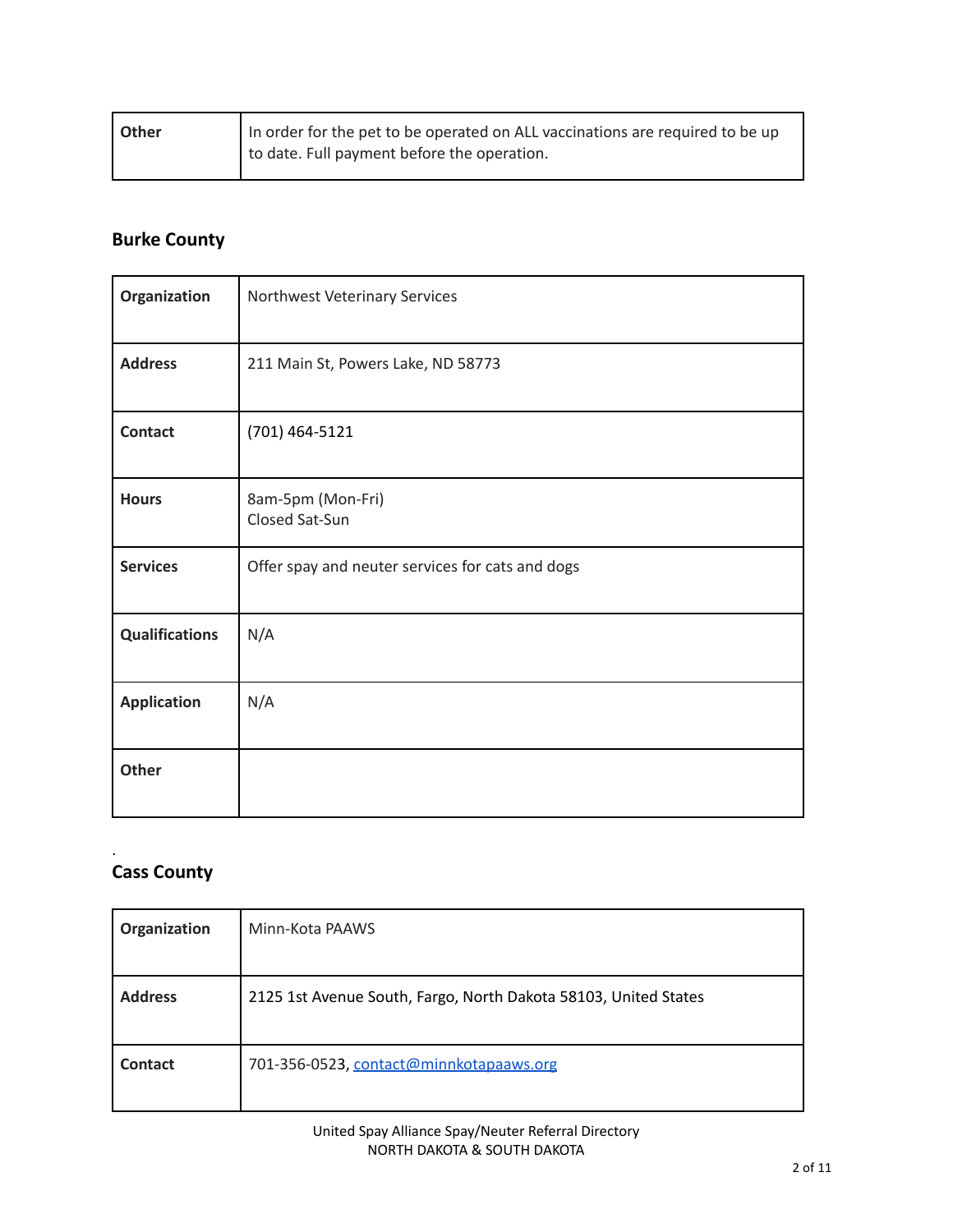| Other | In order for the pet to be operated on ALL vaccinations are required to be up to date. Full payment before the operation. |
|---|---|

## Burke County

| Organization | Northwest Veterinary Services |
|---|---|
| Address | 211 Main St, Powers Lake, ND 58773 |
| Contact | (701) 464-5121 |
| Hours | 8am-5pm (Mon-Fri)<br>Closed Sat-Sun |
| Services | Offer spay and neuter services for cats and dogs |
| Qualifications | N/A |
| Application | N/A |
| Other | |

.

## Cass County

| Organization | Minn-Kota PAAWS |
|---|---|
| Address | 2125 1st Avenue South, Fargo, North Dakota 58103, United States |
| Contact | 701-356-0523, contact@minnkotapaaws.org |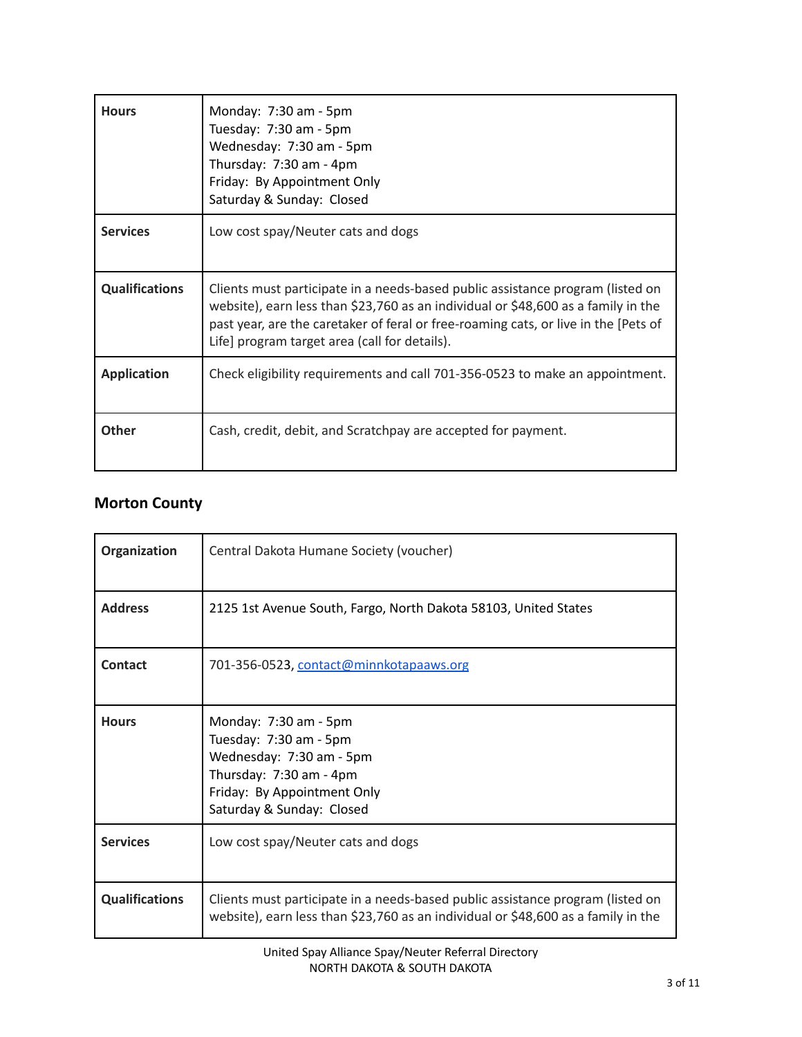| | |
|---|---|
| **Hours** | Monday: 7:30 am - 5pm<br>Tuesday: 7:30 am - 5pm<br>Wednesday: 7:30 am - 5pm<br>Thursday: 7:30 am - 4pm<br>Friday: By Appointment Only<br>Saturday & Sunday: Closed |
| **Services** | Low cost spay/Neuter cats and dogs |
| **Qualifications** | Clients must participate in a needs-based public assistance program (listed on website), earn less than $23,760 as an individual or $48,600 as a family in the past year, are the caretaker of feral or free-roaming cats, or live in the [Pets of Life] program target area (call for details). |
| **Application** | Check eligibility requirements and call 701-356-0523 to make an appointment. |
| **Other** | Cash, credit, debit, and Scratchpay are accepted for payment. |

## Morton County

| | |
|---|---|
| **Organization** | Central Dakota Humane Society (voucher) |
| **Address** | 2125 1st Avenue South, Fargo, North Dakota 58103, United States |
| **Contact** | 701-356-0523, [contact@minnkotapaaws.org](mailto:contact@minnkotapaaws.org) |
| **Hours** | Monday: 7:30 am - 5pm<br>Tuesday: 7:30 am - 5pm<br>Wednesday: 7:30 am - 5pm<br>Thursday: 7:30 am - 4pm<br>Friday: By Appointment Only<br>Saturday & Sunday: Closed |
| **Services** | Low cost spay/Neuter cats and dogs |
| **Qualifications** | Clients must participate in a needs-based public assistance program (listed on website), earn less than $23,760 as an individual or $48,600 as a family in the |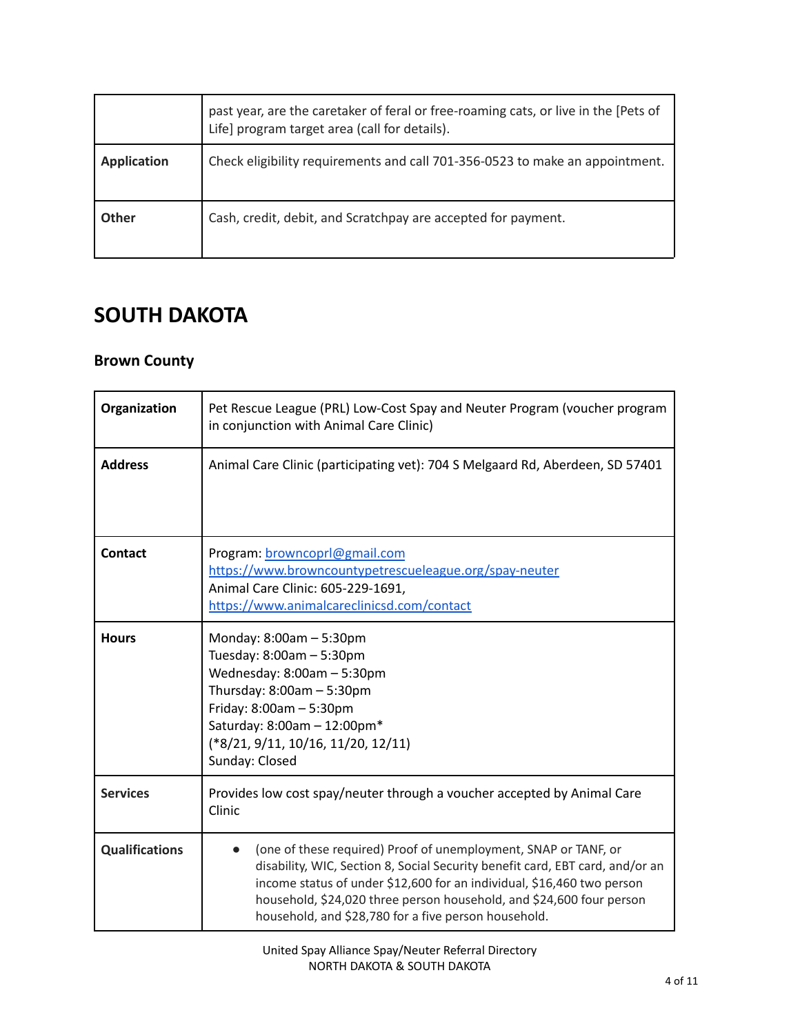| | |
|---|---|
| | past year, are the caretaker of feral or free-roaming cats, or live in the [Pets of Life] program target area (call for details). |
| **Application** | Check eligibility requirements and call 701-356-0523 to make an appointment. |
| **Other** | Cash, credit, debit, and Scratchpay are accepted for payment. |

# SOUTH DAKOTA

## Brown County

| | |
|---|---|
| **Organization** | Pet Rescue League (PRL) Low-Cost Spay and Neuter Program (voucher program in conjunction with Animal Care Clinic) |
| **Address** | Animal Care Clinic (participating vet): 704 S Melgaard Rd, Aberdeen, SD 57401 |
| **Contact** | Program: browncoprl@gmail.com<br>https://www.browncountypetrescueleague.org/spay-neuter<br>Animal Care Clinic: 605-229-1691,<br>https://www.animalcareclinicsd.com/contact |
| **Hours** | Monday: 8:00am – 5:30pm<br>Tuesday: 8:00am – 5:30pm<br>Wednesday: 8:00am – 5:30pm<br>Thursday: 8:00am – 5:30pm<br>Friday: 8:00am – 5:30pm<br>Saturday: 8:00am – 12:00pm*<br>(*8/21, 9/11, 10/16, 11/20, 12/11)<br>Sunday: Closed |
| **Services** | Provides low cost spay/neuter through a voucher accepted by Animal Care Clinic |
| **Qualifications** | • (one of these required) Proof of unemployment, SNAP or TANF, or disability, WIC, Section 8, Social Security benefit card, EBT card, and/or an income status of under $12,600 for an individual, $16,460 two person household, $24,020 three person household, and $24,600 four person household, and $28,780 for a five person household. |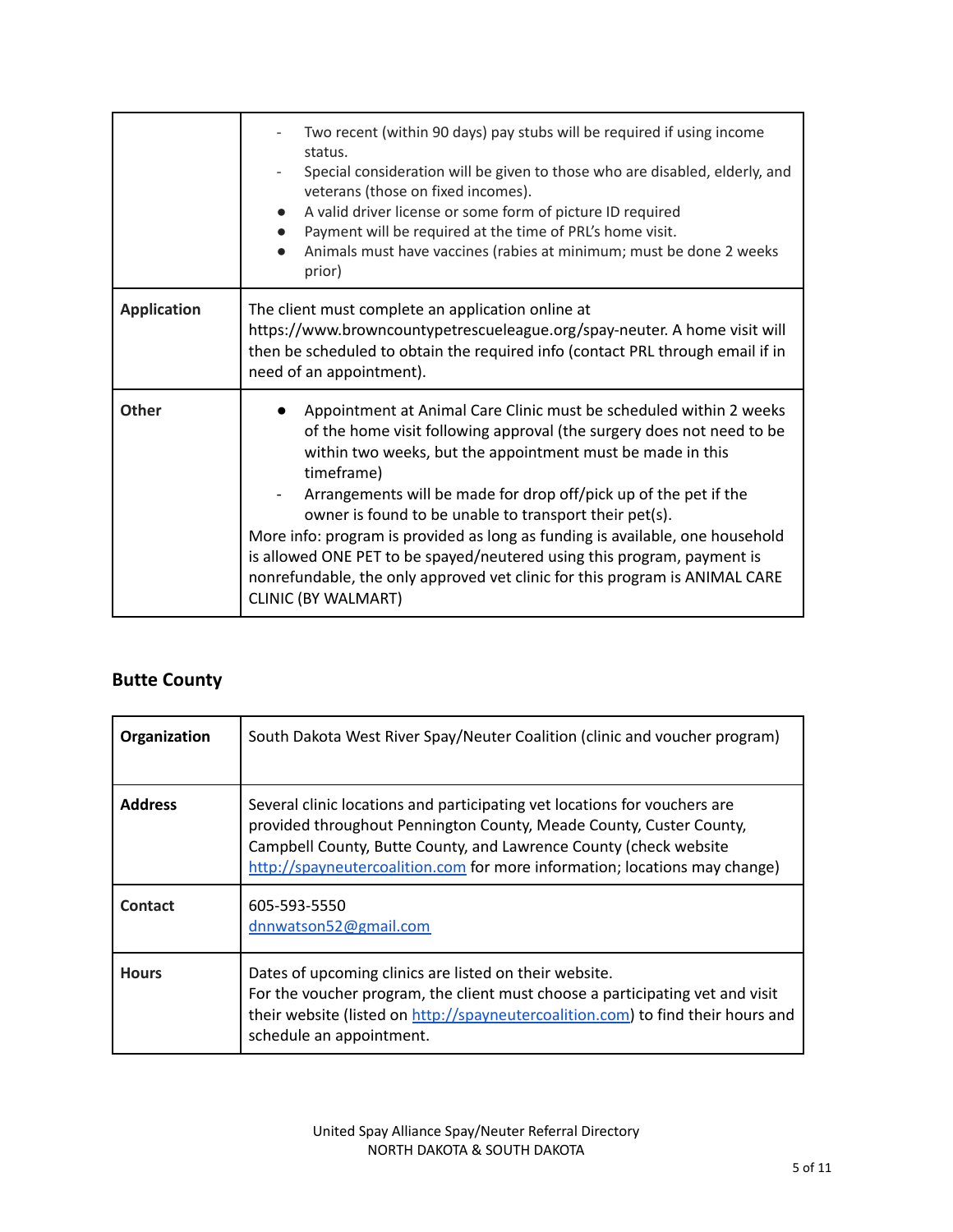| | |
|---|---|
| | - Two recent (within 90 days) pay stubs will be required if using income status.<br>- Special consideration will be given to those who are disabled, elderly, and veterans (those on fixed incomes).<br>• A valid driver license or some form of picture ID required<br>• Payment will be required at the time of PRL's home visit.<br>• Animals must have vaccines (rabies at minimum; must be done 2 weeks prior) |
| **Application** | The client must complete an application online at https://www.browncountypetrescueleague.org/spay-neuter. A home visit will then be scheduled to obtain the required info (contact PRL through email if in need of an appointment). |
| **Other** | • Appointment at Animal Care Clinic must be scheduled within 2 weeks of the home visit following approval (the surgery does not need to be within two weeks, but the appointment must be made in this timeframe)<br>- Arrangements will be made for drop off/pick up of the pet if the owner is found to be unable to transport their pet(s).<br>More info: program is provided as long as funding is available, one household is allowed ONE PET to be spayed/neutered using this program, payment is nonrefundable, the only approved vet clinic for this program is ANIMAL CARE CLINIC (BY WALMART) |

## Butte County

| | |
|---|---|
| **Organization** | South Dakota West River Spay/Neuter Coalition (clinic and voucher program) |
| **Address** | Several clinic locations and participating vet locations for vouchers are provided throughout Pennington County, Meade County, Custer County, Campbell County, Butte County, and Lawrence County (check website http://spayneutercoalition.com for more information; locations may change) |
| **Contact** | 605-593-5550<br>dnnwatson52@gmail.com |
| **Hours** | Dates of upcoming clinics are listed on their website.<br>For the voucher program, the client must choose a participating vet and visit their website (listed on http://spayneutercoalition.com) to find their hours and schedule an appointment. |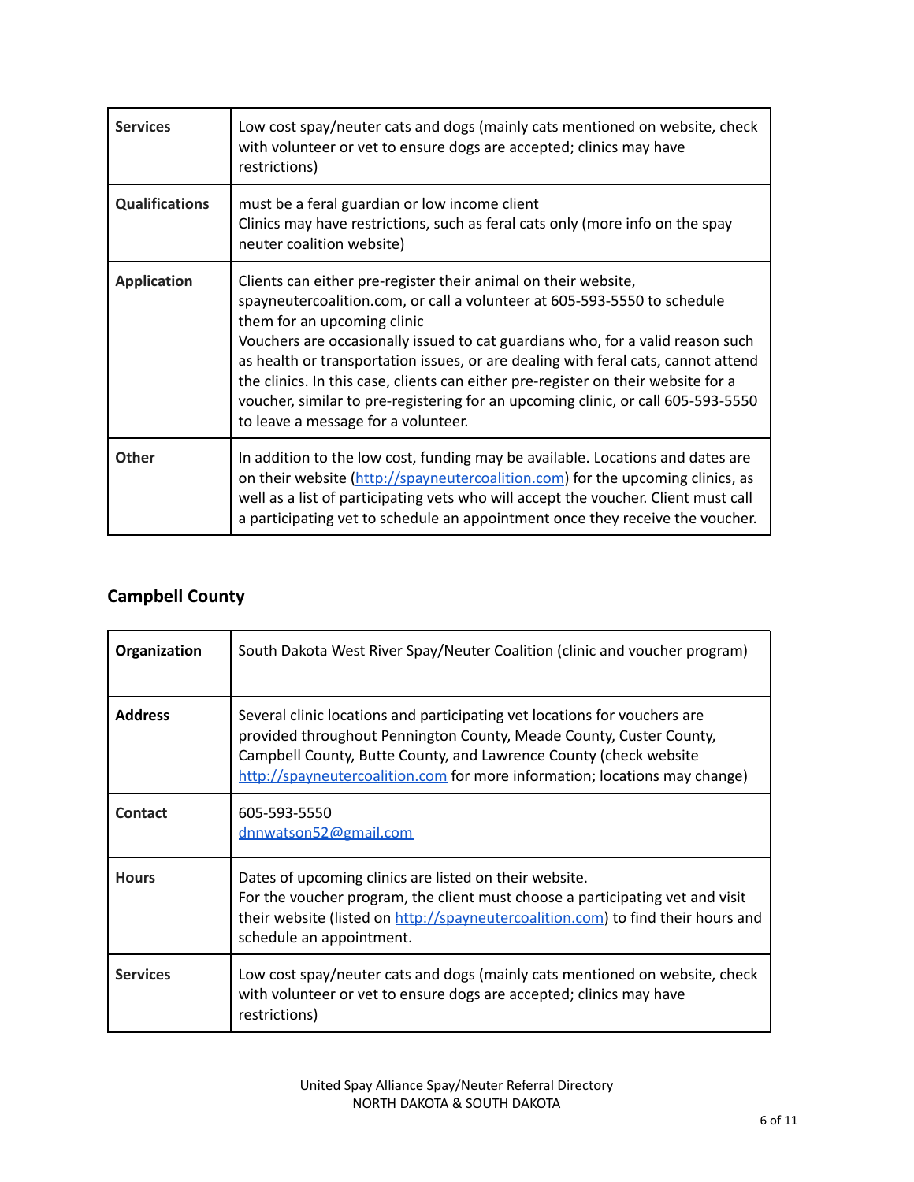| | |
|---|---|
| **Services** | Low cost spay/neuter cats and dogs (mainly cats mentioned on website, check with volunteer or vet to ensure dogs are accepted; clinics may have restrictions) |
| **Qualifications** | must be a feral guardian or low income client<br>Clinics may have restrictions, such as feral cats only (more info on the spay neuter coalition website) |
| **Application** | Clients can either pre-register their animal on their website, spayneutercoalition.com, or call a volunteer at 605-593-5550 to schedule them for an upcoming clinic<br>Vouchers are occasionally issued to cat guardians who, for a valid reason such as health or transportation issues, or are dealing with feral cats, cannot attend the clinics. In this case, clients can either pre-register on their website for a voucher, similar to pre-registering for an upcoming clinic, or call 605-593-5550 to leave a message for a volunteer. |
| **Other** | In addition to the low cost, funding may be available. Locations and dates are on their website (http://spayneutercoalition.com) for the upcoming clinics, as well as a list of participating vets who will accept the voucher. Client must call a participating vet to schedule an appointment once they receive the voucher. |

## Campbell County

| | |
|---|---|
| **Organization** | South Dakota West River Spay/Neuter Coalition (clinic and voucher program) |
| **Address** | Several clinic locations and participating vet locations for vouchers are provided throughout Pennington County, Meade County, Custer County, Campbell County, Butte County, and Lawrence County (check website http://spayneutercoalition.com for more information; locations may change) |
| **Contact** | 605-593-5550<br>dnnwatson52@gmail.com |
| **Hours** | Dates of upcoming clinics are listed on their website.<br>For the voucher program, the client must choose a participating vet and visit their website (listed on http://spayneutercoalition.com) to find their hours and schedule an appointment. |
| **Services** | Low cost spay/neuter cats and dogs (mainly cats mentioned on website, check with volunteer or vet to ensure dogs are accepted; clinics may have restrictions) |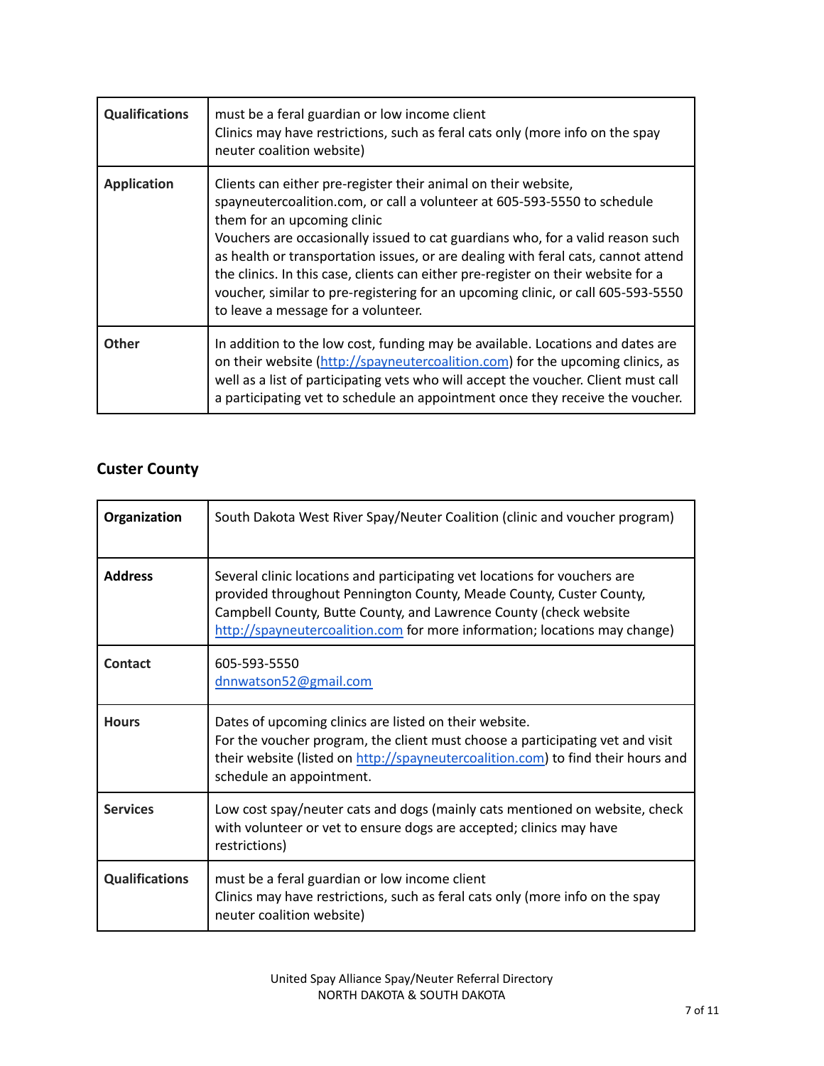| | |
|---|---|
| **Qualifications** | must be a feral guardian or low income client<br>Clinics may have restrictions, such as feral cats only (more info on the spay neuter coalition website) |
| **Application** | Clients can either pre-register their animal on their website, spayneutercoalition.com, or call a volunteer at 605-593-5550 to schedule them for an upcoming clinic<br>Vouchers are occasionally issued to cat guardians who, for a valid reason such as health or transportation issues, or are dealing with feral cats, cannot attend the clinics. In this case, clients can either pre-register on their website for a voucher, similar to pre-registering for an upcoming clinic, or call 605-593-5550 to leave a message for a volunteer. |
| **Other** | In addition to the low cost, funding may be available. Locations and dates are on their website (http://spayneutercoalition.com) for the upcoming clinics, as well as a list of participating vets who will accept the voucher. Client must call a participating vet to schedule an appointment once they receive the voucher. |

## Custer County

| | |
|---|---|
| **Organization** | South Dakota West River Spay/Neuter Coalition (clinic and voucher program) |
| **Address** | Several clinic locations and participating vet locations for vouchers are provided throughout Pennington County, Meade County, Custer County, Campbell County, Butte County, and Lawrence County (check website http://spayneutercoalition.com for more information; locations may change) |
| **Contact** | 605-593-5550<br>dnnwatson52@gmail.com |
| **Hours** | Dates of upcoming clinics are listed on their website.<br>For the voucher program, the client must choose a participating vet and visit their website (listed on http://spayneutercoalition.com) to find their hours and schedule an appointment. |
| **Services** | Low cost spay/neuter cats and dogs (mainly cats mentioned on website, check with volunteer or vet to ensure dogs are accepted; clinics may have restrictions) |
| **Qualifications** | must be a feral guardian or low income client<br>Clinics may have restrictions, such as feral cats only (more info on the spay neuter coalition website) |

United Spay Alliance Spay/Neuter Referral Directory
NORTH DAKOTA & SOUTH DAKOTA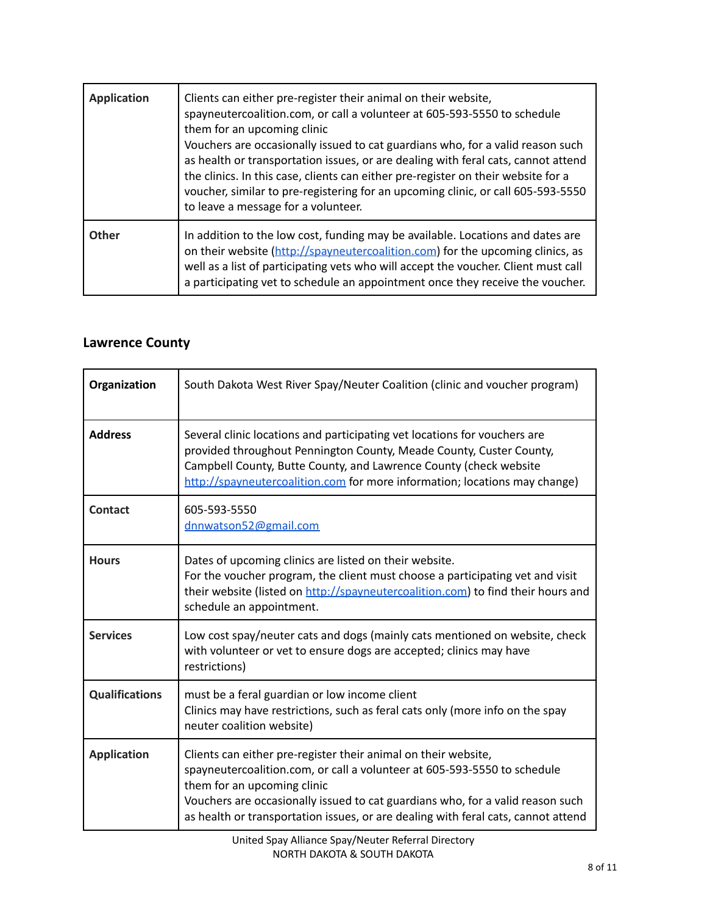| | |
|---|---|
| **Application** | Clients can either pre-register their animal on their website, spayneutercoalition.com, or call a volunteer at 605-593-5550 to schedule them for an upcoming clinic<br>Vouchers are occasionally issued to cat guardians who, for a valid reason such as health or transportation issues, or are dealing with feral cats, cannot attend the clinics. In this case, clients can either pre-register on their website for a voucher, similar to pre-registering for an upcoming clinic, or call 605-593-5550 to leave a message for a volunteer. |
| **Other** | In addition to the low cost, funding may be available. Locations and dates are on their website ([http://spayneutercoalition.com](http://spayneutercoalition.com)) for the upcoming clinics, as well as a list of participating vets who will accept the voucher. Client must call a participating vet to schedule an appointment once they receive the voucher. |

## Lawrence County

| | |
|---|---|
| **Organization** | South Dakota West River Spay/Neuter Coalition (clinic and voucher program) |
| **Address** | Several clinic locations and participating vet locations for vouchers are provided throughout Pennington County, Meade County, Custer County, Campbell County, Butte County, and Lawrence County (check website [http://spayneutercoalition.com](http://spayneutercoalition.com) for more information; locations may change) |
| **Contact** | 605-593-5550<br>[dnnwatson52@gmail.com](mailto:dnnwatson52@gmail.com) |
| **Hours** | Dates of upcoming clinics are listed on their website.<br>For the voucher program, the client must choose a participating vet and visit their website (listed on [http://spayneutercoalition.com](http://spayneutercoalition.com)) to find their hours and schedule an appointment. |
| **Services** | Low cost spay/neuter cats and dogs (mainly cats mentioned on website, check with volunteer or vet to ensure dogs are accepted; clinics may have restrictions) |
| **Qualifications** | must be a feral guardian or low income client<br>Clinics may have restrictions, such as feral cats only (more info on the spay neuter coalition website) |
| **Application** | Clients can either pre-register their animal on their website, spayneutercoalition.com, or call a volunteer at 605-593-5550 to schedule them for an upcoming clinic<br>Vouchers are occasionally issued to cat guardians who, for a valid reason such as health or transportation issues, or are dealing with feral cats, cannot attend |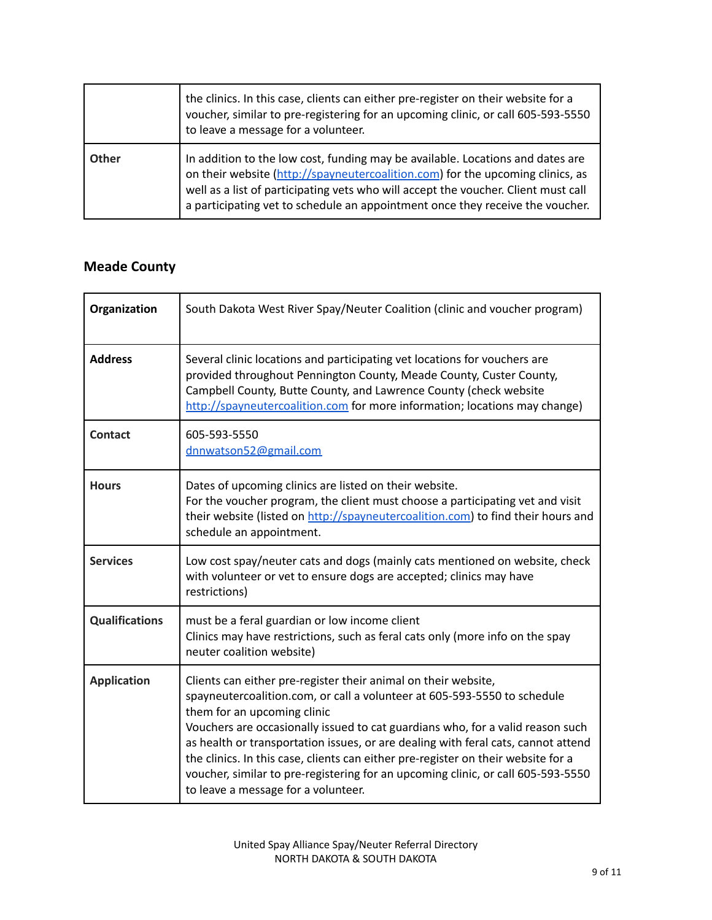|  |  |
|---|---|
|  | the clinics. In this case, clients can either pre-register on their website for a voucher, similar to pre-registering for an upcoming clinic, or call 605-593-5550 to leave a message for a volunteer. |
| **Other** | In addition to the low cost, funding may be available. Locations and dates are on their website (http://spayneutercoalition.com) for the upcoming clinics, as well as a list of participating vets who will accept the voucher. Client must call a participating vet to schedule an appointment once they receive the voucher. |

## Meade County

| **Organization** | South Dakota West River Spay/Neuter Coalition (clinic and voucher program) |
|---|---|
| **Address** | Several clinic locations and participating vet locations for vouchers are provided throughout Pennington County, Meade County, Custer County, Campbell County, Butte County, and Lawrence County (check website http://spayneutercoalition.com for more information; locations may change) |
| **Contact** | 605-593-5550<br>dnnwatson52@gmail.com |
| **Hours** | Dates of upcoming clinics are listed on their website.<br>For the voucher program, the client must choose a participating vet and visit their website (listed on http://spayneutercoalition.com) to find their hours and schedule an appointment. |
| **Services** | Low cost spay/neuter cats and dogs (mainly cats mentioned on website, check with volunteer or vet to ensure dogs are accepted; clinics may have restrictions) |
| **Qualifications** | must be a feral guardian or low income client<br>Clinics may have restrictions, such as feral cats only (more info on the spay neuter coalition website) |
| **Application** | Clients can either pre-register their animal on their website, spayneutercoalition.com, or call a volunteer at 605-593-5550 to schedule them for an upcoming clinic<br>Vouchers are occasionally issued to cat guardians who, for a valid reason such as health or transportation issues, or are dealing with feral cats, cannot attend the clinics. In this case, clients can either pre-register on their website for a voucher, similar to pre-registering for an upcoming clinic, or call 605-593-5550 to leave a message for a volunteer. |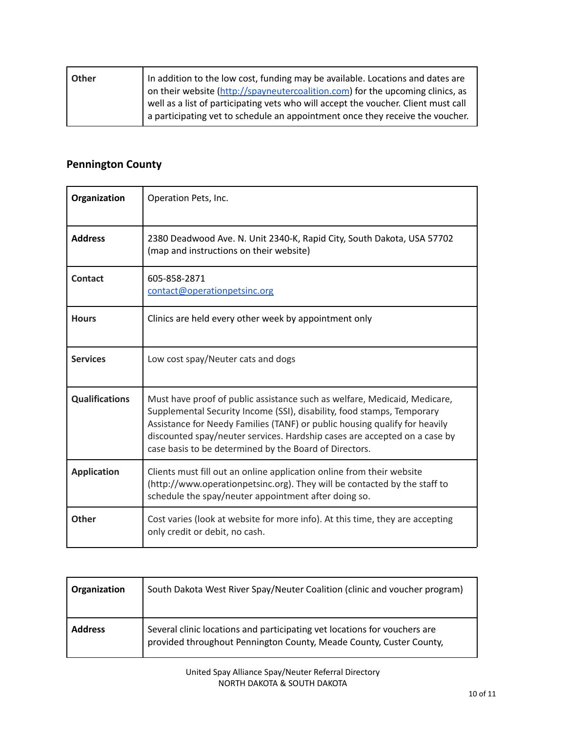| Other | In addition to the low cost, funding may be available. Locations and dates are on their website (http://spayneutercoalition.com) for the upcoming clinics, as well as a list of participating vets who will accept the voucher. Client must call a participating vet to schedule an appointment once they receive the voucher. |
|---|---|

## Pennington County

| Organization | Operation Pets, Inc. |
|---|---|
| Address | 2380 Deadwood Ave. N. Unit 2340-K, Rapid City, South Dakota, USA 57702 (map and instructions on their website) |
| Contact | 605-858-2871<br>contact@operationpetsinc.org |
| Hours | Clinics are held every other week by appointment only |
| Services | Low cost spay/Neuter cats and dogs |
| Qualifications | Must have proof of public assistance such as welfare, Medicaid, Medicare, Supplemental Security Income (SSI), disability, food stamps, Temporary Assistance for Needy Families (TANF) or public housing qualify for heavily discounted spay/neuter services. Hardship cases are accepted on a case by case basis to be determined by the Board of Directors. |
| Application | Clients must fill out an online application online from their website (http://www.operationpetsinc.org). They will be contacted by the staff to schedule the spay/neuter appointment after doing so. |
| Other | Cost varies (look at website for more info). At this time, they are accepting only credit or debit, no cash. |

| Organization | South Dakota West River Spay/Neuter Coalition (clinic and voucher program) |
|---|---|
| Address | Several clinic locations and participating vet locations for vouchers are provided throughout Pennington County, Meade County, Custer County, |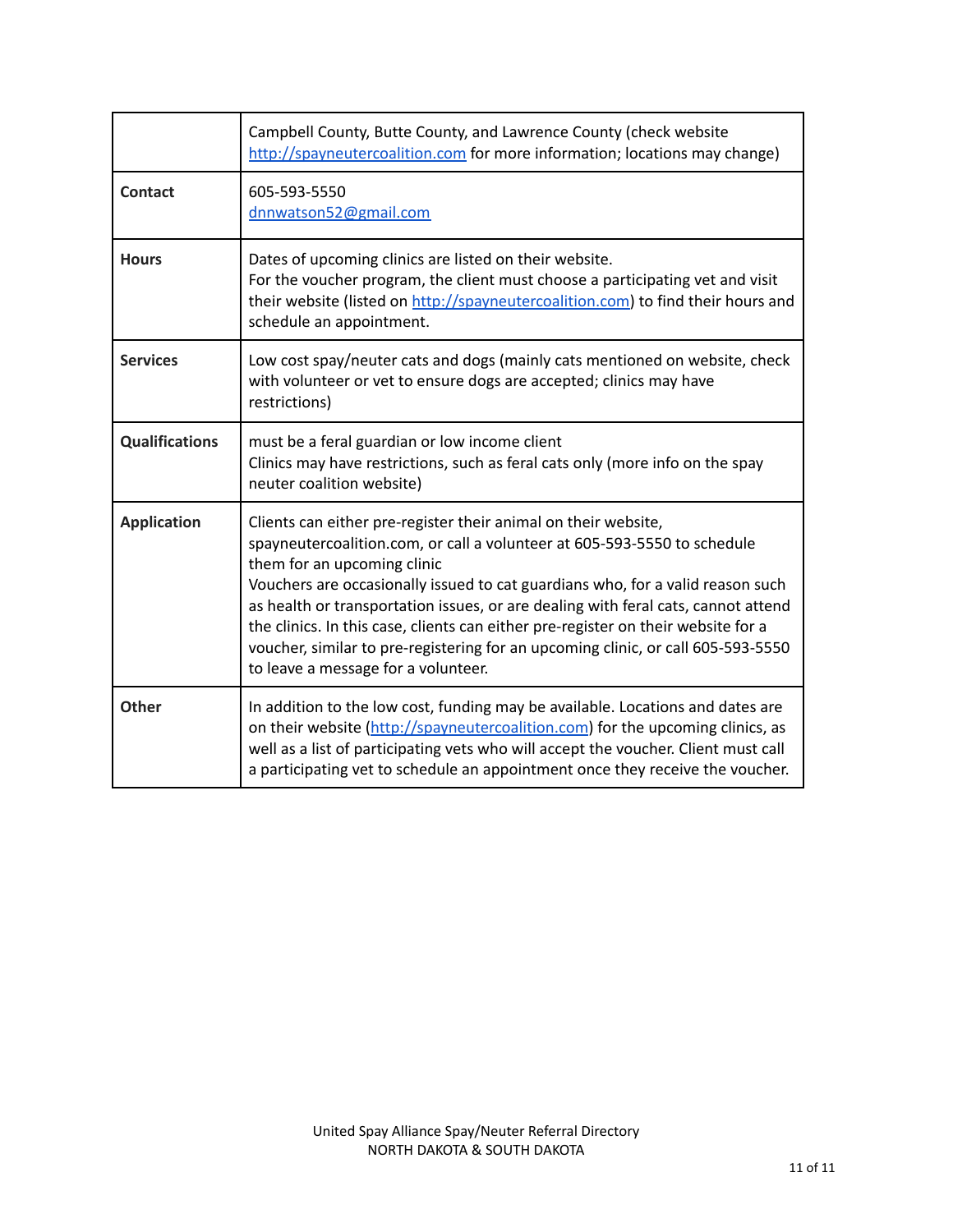| | |
|---|---|
| | Campbell County, Butte County, and Lawrence County (check website http://spayneutercoalition.com for more information; locations may change) |
| **Contact** | 605-593-5550<br>dnnwatson52@gmail.com |
| **Hours** | Dates of upcoming clinics are listed on their website.<br>For the voucher program, the client must choose a participating vet and visit their website (listed on http://spayneutercoalition.com) to find their hours and schedule an appointment. |
| **Services** | Low cost spay/neuter cats and dogs (mainly cats mentioned on website, check with volunteer or vet to ensure dogs are accepted; clinics may have restrictions) |
| **Qualifications** | must be a feral guardian or low income client<br>Clinics may have restrictions, such as feral cats only (more info on the spay neuter coalition website) |
| **Application** | Clients can either pre-register their animal on their website, spayneutercoalition.com, or call a volunteer at 605-593-5550 to schedule them for an upcoming clinic<br>Vouchers are occasionally issued to cat guardians who, for a valid reason such as health or transportation issues, or are dealing with feral cats, cannot attend the clinics. In this case, clients can either pre-register on their website for a voucher, similar to pre-registering for an upcoming clinic, or call 605-593-5550 to leave a message for a volunteer. |
| **Other** | In addition to the low cost, funding may be available. Locations and dates are on their website (http://spayneutercoalition.com) for the upcoming clinics, as well as a list of participating vets who will accept the voucher. Client must call a participating vet to schedule an appointment once they receive the voucher. |